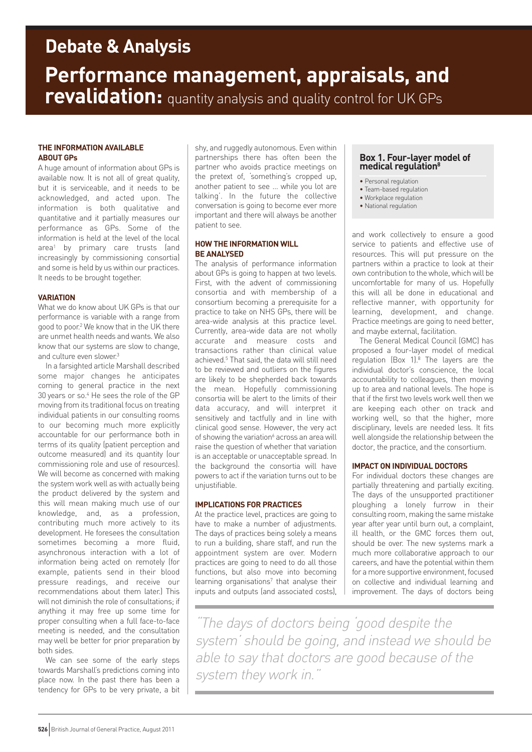# Debate & Analysis

# Performance management, appraisals, and revalidation: quantity analysis and quality control for UK GPs

### THE INFORMATION AVAILABLE ABOUT GPs

A huge amount of information about GPs is available now. It is not all of great quality, but it is serviceable, and it needs to be acknowledged, and acted upon. The information is both qualitative and quantitative and it partially measures our performance as GPs. Some of the information is held at the level of the local area[1] by primary care trusts (and increasingly by commissioning consortia) and some is held by us within our practices. It needs to be brought together.

### VARIATION

What we do know about UK GPs is that our performance is variable with a range from good to poor.[2] We know that in the UK there are unmet health needs and wants. We also know that our systems are slow to change, and culture even slower.[3]

In a farsighted article Marshall described some major changes he anticipates coming to general practice in the next 30 years or so.[4] He sees the role of the GP moving from its traditional focus on treating individual patients in our consulting rooms to our becoming much more explicitly accountable for our performance both in terms of its quality (patient perception and outcome measured) and its quantity (our commissioning role and use of resources). We will become as concerned with making the system work well as with actually being the product delivered by the system and this will mean making much use of our knowledge, and, as a profession, contributing much more actively to its development. He foresees the consultation sometimes becoming a more fluid, asynchronous interaction with a lot of information being acted on remotely (for example, patients send in their blood pressure readings, and receive our recommendations about them later.) This will not diminish the role of consultations; if anything it may free up some time for proper consulting when a full face-to-face meeting is needed, and the consultation may well be better for prior preparation by both sides.

We can see some of the early steps towards Marshall's predictions coming into place now. In the past there has been a tendency for GPs to be very private, a bit shy, and ruggedly autonomous. Even within partnerships there has often been the partner who avoids practice meetings on the pretext of, 'something's cropped up, another patient to see ... while you lot are talking'. In the future the collective conversation is going to become ever more important and there will always be another patient to see.

### HOW THE INFORMATION WILL BE ANALYSED

The analysis of performance information about GPs is going to happen at two levels. First, with the advent of commissioning consortia and with membership of a consortium becoming a prerequisite for a practice to take on NHS GPs, there will be area-wide analysis at this practice level. Currently, area-wide data are not wholly accurate and measure costs and transactions rather than clinical value achieved.[5] That said, the data will still need to be reviewed and outliers on the figures are likely to be shepherded back towards the mean. Hopefully commissioning consortia will be alert to the limits of their data accuracy, and will interpret it sensitively and tactfully and in line with clinical good sense. However, the very act of showing the variation[6] across an area will raise the question of whether that variation is an acceptable or unacceptable spread. In the background the consortia will have powers to act if the variation turns out to be unjustifiable.

### IMPLICATIONS FOR PRACTICES

At the practice level, practices are going to have to make a number of adjustments. The days of practices being solely a means to run a building, share staff, and run the appointment system are over. Modern practices are going to need to do all those functions, but also move into becoming learning organisations[7] that analyse their inputs and outputs (and associated costs), and work collectively to ensure a good service to patients and effective use of resources. This will put pressure on the partners within a practice to look at their own contribution to the whole, which will be uncomfortable for many of us. Hopefully this will all be done in educational and reflective manner, with opportunity for learning, development, and change. Practice meetings are going to need better, and maybe external, facilitation.

The General Medical Council (GMC) has proposed a four-layer model of medical regulation (Box 1).[8] The layers are the individual doctor's conscience, the local accountability to colleagues, then moving up to area and national levels. The hope is that if the first two levels work well then we are keeping each other on track and working well, so that the higher, more disciplinary, levels are needed less. It fits well alongside the relationship between the doctor, the practice, and the consortium.

**Box 1. Four-layer model of medical regulation[8]**

- Personal regulation
- Team-based regulation
- Workplace regulation
- National regulation

### IMPACT ON INDIVIDUAL DOCTORS

For individual doctors these changes are partially threatening and partially exciting. The days of the unsupported practitioner ploughing a lonely furrow in their consulting room, making the same mistake year after year until burn out, a complaint, ill health, or the GMC forces them out, should be over. The new systems mark a much more collaborative approach to our careers, and have the potential within them for a more supportive environment, focused on collective and individual learning and improvement. The days of doctors being

*"The days of doctors being 'good despite the system' should be going, and instead we should be able to say that doctors are good because of the system they work in."*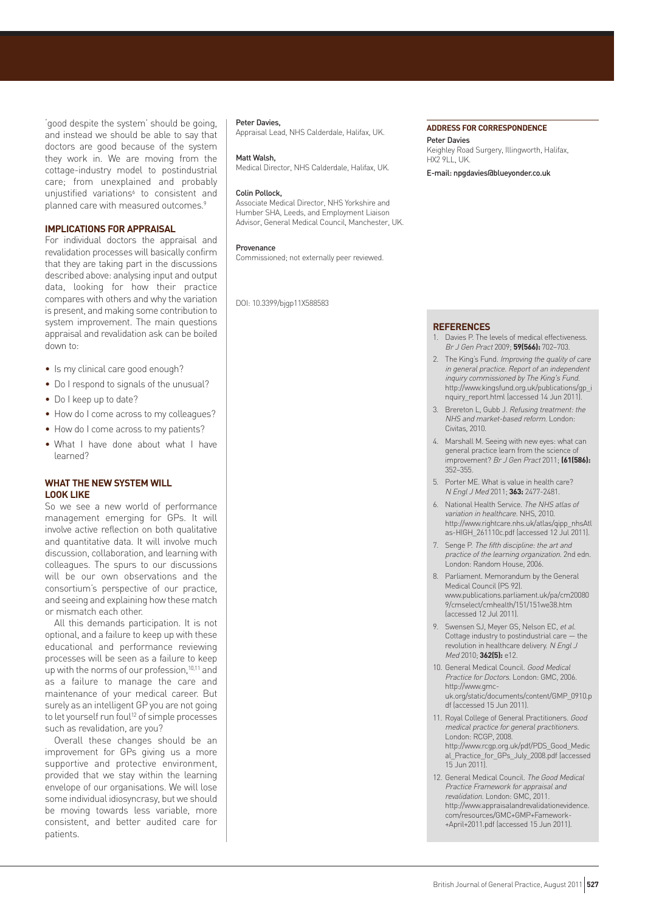'good despite the system' should be going, and instead we should be able to say that doctors are good because of the system they work in. We are moving from the cottage-industry model to postindustrial care; from unexplained and probably unjustified variations[6] to consistent and planned care with measured outcomes.[9]

## IMPLICATIONS FOR APPRAISAL

For individual doctors the appraisal and revalidation processes will basically confirm that they are taking part in the discussions described above: analysing input and output data, looking for how their practice compares with others and why the variation is present, and making some contribution to system improvement. The main questions appraisal and revalidation ask can be boiled down to:

- Is my clinical care good enough?
- Do I respond to signals of the unusual?
- Do I keep up to date?
- How do I come across to my colleagues?
- How do I come across to my patients?
- What I have done about what I have learned?

## WHAT THE NEW SYSTEM WILL LOOK LIKE

So we see a new world of performance management emerging for GPs. It will involve active reflection on both qualitative and quantitative data. It will involve much discussion, collaboration, and learning with colleagues. The spurs to our discussions will be our own observations and the consortium's perspective of our practice, and seeing and explaining how these match or mismatch each other.

All this demands participation. It is not optional, and a failure to keep up with these educational and performance reviewing processes will be seen as a failure to keep up with the norms of our profession,[10,11] and as a failure to manage the care and maintenance of your medical career. But surely as an intelligent GP you are not going to let yourself run foul[12] of simple processes such as revalidation, are you?

Overall these changes should be an improvement for GPs giving us a more supportive and protective environment, provided that we stay within the learning envelope of our organisations. We will lose some individual idiosyncrasy, but we should be moving towards less variable, more consistent, and better audited care for patients.

**Peter Davies,**
Appraisal Lead, NHS Calderdale, Halifax, UK.

**Matt Walsh,**
Medical Director, NHS Calderdale, Halifax, UK.

**Colin Pollock,**
Associate Medical Director, NHS Yorkshire and Humber SHA, Leeds, and Employment Liaison Advisor, General Medical Council, Manchester, UK.

**Provenance**
Commissioned; not externally peer reviewed.

DOI: 10.3399/bjgp11X588583

**ADDRESS FOR CORRESPONDENCE**

**Peter Davies**
Keighley Road Surgery, Illingworth, Halifax, HX2 9LL, UK.

**E-mail:** npgdavies@blueyonder.co.uk

## REFERENCES

1. Davies P. The levels of medical effectiveness. *Br J Gen Pract* 2009; **59(566):** 702–703.
2. The King's Fund. *Improving the quality of care in general practice. Report of an independent inquiry commissioned by The King's Fund.* http://www.kingsfund.org.uk/publications/gp_inquiry_report.html (accessed 14 Jun 2011).
3. Brereton L, Gubb J. *Refusing treatment: the NHS and market-based reform.* London: Civitas, 2010.
4. Marshall M. Seeing with new eyes: what can general practice learn from the science of improvement? *Br J Gen Pract* 2011; **(61(586):** 352–355.
5. Porter ME. What is value in health care? *N Engl J Med* 2011; **363:** 2477-2481.
6. National Health Service. *The NHS atlas of variation in healthcare.* NHS, 2010. http://www.rightcare.nhs.uk/atlas/qipp_nhsAtlas-HIGH_261110c.pdf (accessed 12 Jul 2011).
7. Senge P. *The fifth discipline: the art and practice of the learning organization.* 2nd edn. London: Random House, 2006.
8. Parliament. Memorandum by the General Medical Council (PS 92). www.publications.parliament.uk/pa/cm200809/cmselect/cmhealth/151/151we38.htm (accessed 12 Jul 2011).
9. Swensen SJ, Meyer GS, Nelson EC, *et al.* Cottage industry to postindustrial care — the revolution in healthcare delivery. *N Engl J Med* 2010; **362(5):** e12.
10. General Medical Council. *Good Medical Practice for Doctors.* London: GMC, 2006. http://www.gmc-uk.org/static/documents/content/GMP_0910.pdf (accessed 15 Jun 2011).
11. Royal College of General Practitioners. *Good medical practice for general practitioners.* London: RCGP, 2008. http://www.rcgp.org.uk/pdf/PDS_Good_Medical_Practice_for_GPs_July_2008.pdf (accessed 15 Jun 2011).
12. General Medical Council. *The Good Medical Practice Framework for appraisal and revalidation.* London: GMC, 2011. http://www.appraisalandrevalidationevidence.com/resources/GMC+GMP+Famework-+April+2011.pdf (accessed 15 Jun 2011).